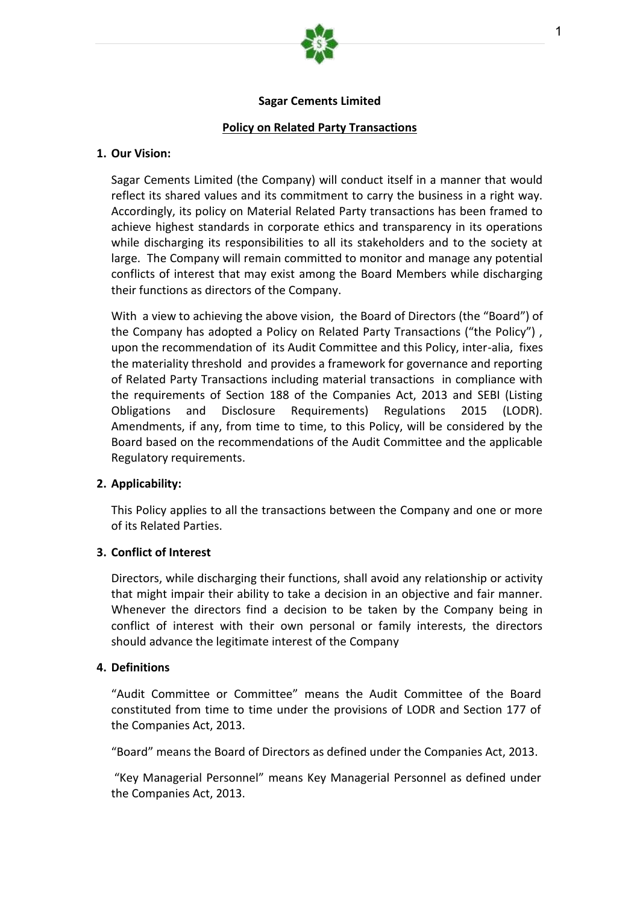# Sagar Cements Limited

## Policy on Related Party Transactions

### 1. Our Vision:

Sagar Cements Limited (the Company) will conduct itself in a manner that would reflect its shared values and its commitment to carry the business in a right way. Accordingly, its policy on Material Related Party transactions has been framed to achieve highest standards in corporate ethics and transparency in its operations while discharging its responsibilities to all its stakeholders and to the society at large. The Company will remain committed to monitor and manage any potential conflicts of interest that may exist among the Board Members while discharging their functions as directors of the Company.

With a view to achieving the above vision, the Board of Directors (the "Board") of the Company has adopted a Policy on Related Party Transactions ("the Policy") , upon the recommendation of its Audit Committee and this Policy, inter-alia, fixes the materiality threshold and provides a framework for governance and reporting of Related Party Transactions including material transactions in compliance with the requirements of Section 188 of the Companies Act, 2013 and SEBI (Listing Obligations and Disclosure Requirements) Regulations 2015 (LODR). Amendments, if any, from time to time, to this Policy, will be considered by the Board based on the recommendations of the Audit Committee and the applicable Regulatory requirements.

### 2. Applicability:

This Policy applies to all the transactions between the Company and one or more of its Related Parties.

### 3. Conflict of Interest

Directors, while discharging their functions, shall avoid any relationship or activity that might impair their ability to take a decision in an objective and fair manner. Whenever the directors find a decision to be taken by the Company being in conflict of interest with their own personal or family interests, the directors should advance the legitimate interest of the Company

### 4. Definitions

"Audit Committee or Committee" means the Audit Committee of the Board constituted from time to time under the provisions of LODR and Section 177 of the Companies Act, 2013.

"Board" means the Board of Directors as defined under the Companies Act, 2013.

"Key Managerial Personnel" means Key Managerial Personnel as defined under the Companies Act, 2013.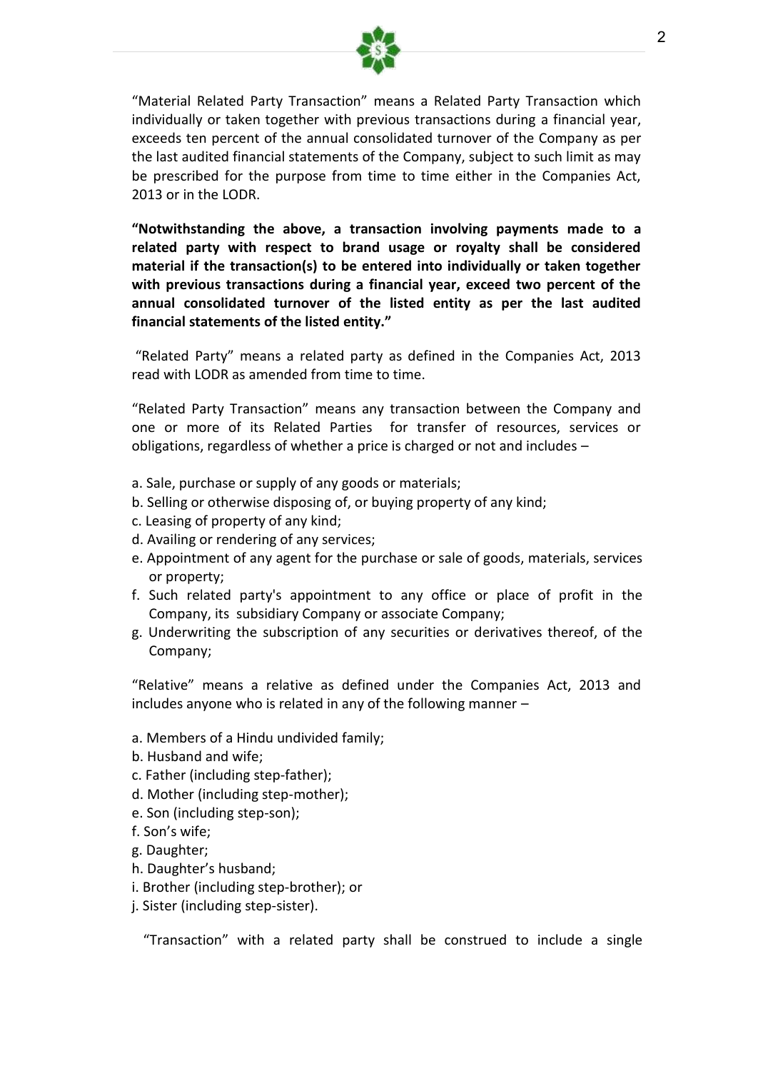"Material Related Party Transaction" means a Related Party Transaction which individually or taken together with previous transactions during a financial year, exceeds ten percent of the annual consolidated turnover of the Company as per the last audited financial statements of the Company, subject to such limit as may be prescribed for the purpose from time to time either in the Companies Act, 2013 or in the LODR.

**"Notwithstanding the above, a transaction involving payments made to a related party with respect to brand usage or royalty shall be considered material if the transaction(s) to be entered into individually or taken together with previous transactions during a financial year, exceed two percent of the annual consolidated turnover of the listed entity as per the last audited financial statements of the listed entity."**

"Related Party" means a related party as defined in the Companies Act, 2013 read with LODR as amended from time to time.

"Related Party Transaction" means any transaction between the Company and one or more of its Related Parties for transfer of resources, services or obligations, regardless of whether a price is charged or not and includes –

a. Sale, purchase or supply of any goods or materials;
b. Selling or otherwise disposing of, or buying property of any kind;
c. Leasing of property of any kind;
d. Availing or rendering of any services;
e. Appointment of any agent for the purchase or sale of goods, materials, services or property;
f. Such related party's appointment to any office or place of profit in the Company, its subsidiary Company or associate Company;
g. Underwriting the subscription of any securities or derivatives thereof, of the Company;

"Relative" means a relative as defined under the Companies Act, 2013 and includes anyone who is related in any of the following manner –

a. Members of a Hindu undivided family;
b. Husband and wife;
c. Father (including step-father);
d. Mother (including step-mother);
e. Son (including step-son);
f. Son's wife;
g. Daughter;
h. Daughter's husband;
i. Brother (including step-brother); or
j. Sister (including step-sister).

"Transaction" with a related party shall be construed to include a single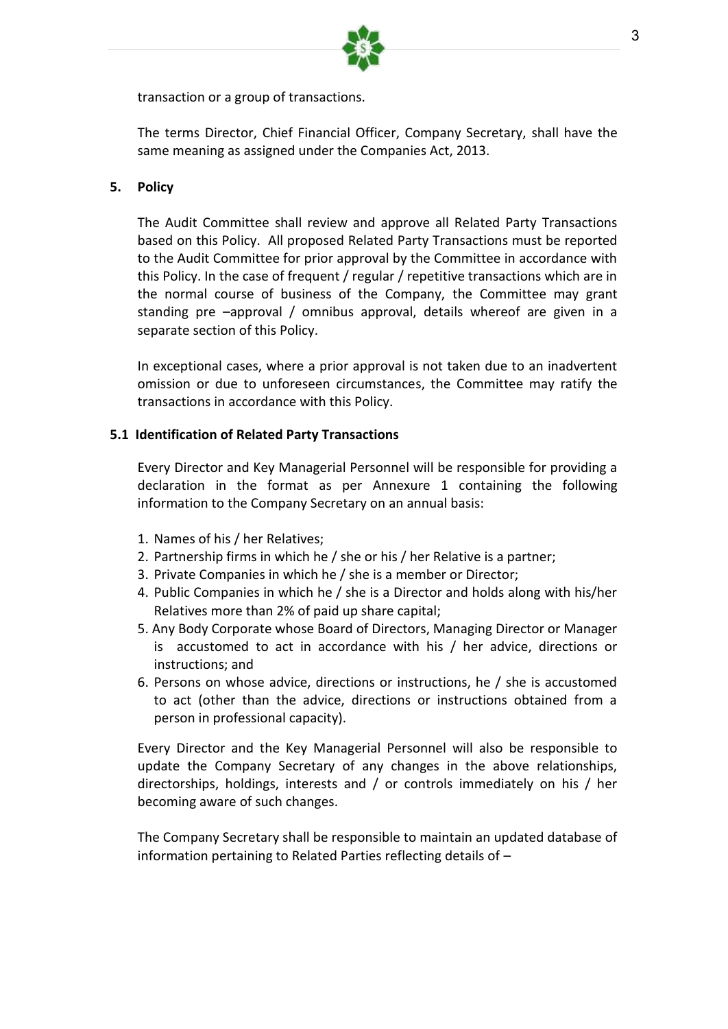transaction or a group of transactions.

The terms Director, Chief Financial Officer, Company Secretary, shall have the same meaning as assigned under the Companies Act, 2013.

## 5. Policy

The Audit Committee shall review and approve all Related Party Transactions based on this Policy. All proposed Related Party Transactions must be reported to the Audit Committee for prior approval by the Committee in accordance with this Policy. In the case of frequent / regular / repetitive transactions which are in the normal course of business of the Company, the Committee may grant standing pre –approval / omnibus approval, details whereof are given in a separate section of this Policy.

In exceptional cases, where a prior approval is not taken due to an inadvertent omission or due to unforeseen circumstances, the Committee may ratify the transactions in accordance with this Policy.

### 5.1 Identification of Related Party Transactions

Every Director and Key Managerial Personnel will be responsible for providing a declaration in the format as per Annexure 1 containing the following information to the Company Secretary on an annual basis:

1. Names of his / her Relatives;
2. Partnership firms in which he / she or his / her Relative is a partner;
3. Private Companies in which he / she is a member or Director;
4. Public Companies in which he / she is a Director and holds along with his/her Relatives more than 2% of paid up share capital;
5. Any Body Corporate whose Board of Directors, Managing Director or Manager is accustomed to act in accordance with his / her advice, directions or instructions; and
6. Persons on whose advice, directions or instructions, he / she is accustomed to act (other than the advice, directions or instructions obtained from a person in professional capacity).

Every Director and the Key Managerial Personnel will also be responsible to update the Company Secretary of any changes in the above relationships, directorships, holdings, interests and / or controls immediately on his / her becoming aware of such changes.

The Company Secretary shall be responsible to maintain an updated database of information pertaining to Related Parties reflecting details of –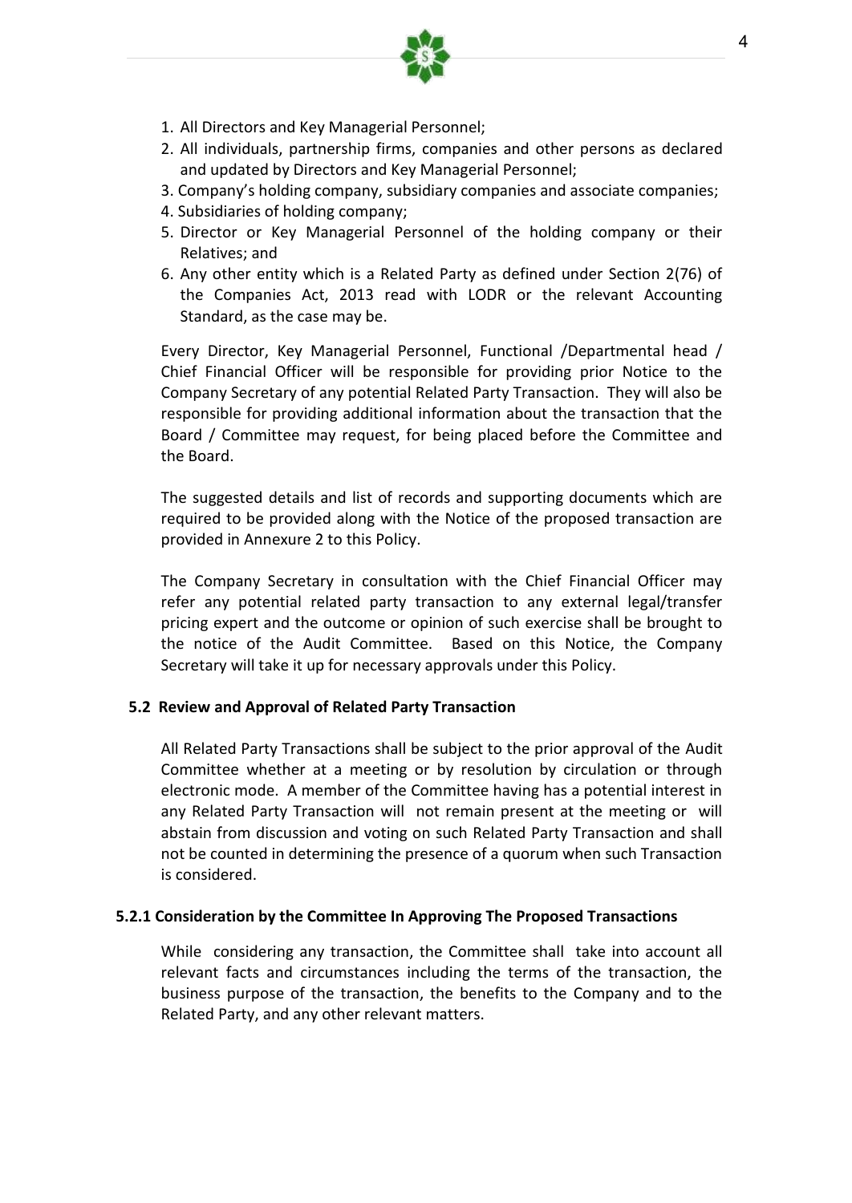1. All Directors and Key Managerial Personnel;
2. All individuals, partnership firms, companies and other persons as declared and updated by Directors and Key Managerial Personnel;
3. Company's holding company, subsidiary companies and associate companies;
4. Subsidiaries of holding company;
5. Director or Key Managerial Personnel of the holding company or their Relatives; and
6. Any other entity which is a Related Party as defined under Section 2(76) of the Companies Act, 2013 read with LODR or the relevant Accounting Standard, as the case may be.

Every Director, Key Managerial Personnel, Functional /Departmental head / Chief Financial Officer will be responsible for providing prior Notice to the Company Secretary of any potential Related Party Transaction. They will also be responsible for providing additional information about the transaction that the Board / Committee may request, for being placed before the Committee and the Board.

The suggested details and list of records and supporting documents which are required to be provided along with the Notice of the proposed transaction are provided in Annexure 2 to this Policy.

The Company Secretary in consultation with the Chief Financial Officer may refer any potential related party transaction to any external legal/transfer pricing expert and the outcome or opinion of such exercise shall be brought to the notice of the Audit Committee. Based on this Notice, the Company Secretary will take it up for necessary approvals under this Policy.

### 5.2 Review and Approval of Related Party Transaction

All Related Party Transactions shall be subject to the prior approval of the Audit Committee whether at a meeting or by resolution by circulation or through electronic mode. A member of the Committee having has a potential interest in any Related Party Transaction will not remain present at the meeting or will abstain from discussion and voting on such Related Party Transaction and shall not be counted in determining the presence of a quorum when such Transaction is considered.

#### 5.2.1 Consideration by the Committee In Approving The Proposed Transactions

While considering any transaction, the Committee shall take into account all relevant facts and circumstances including the terms of the transaction, the business purpose of the transaction, the benefits to the Company and to the Related Party, and any other relevant matters.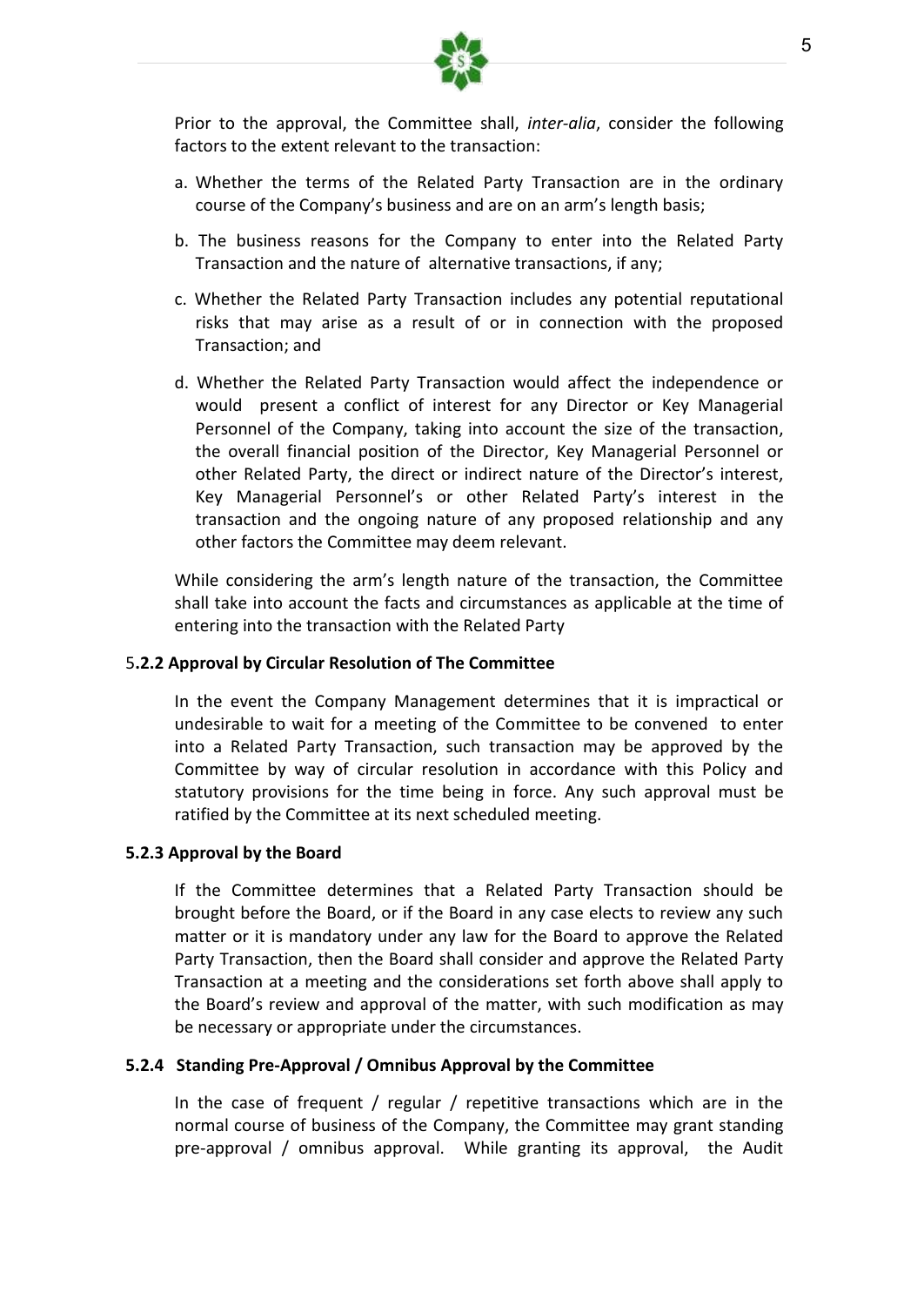Prior to the approval, the Committee shall, *inter-alia*, consider the following factors to the extent relevant to the transaction:

a. Whether the terms of the Related Party Transaction are in the ordinary course of the Company's business and are on an arm's length basis;

b. The business reasons for the Company to enter into the Related Party Transaction and the nature of alternative transactions, if any;

c. Whether the Related Party Transaction includes any potential reputational risks that may arise as a result of or in connection with the proposed Transaction; and

d. Whether the Related Party Transaction would affect the independence or would present a conflict of interest for any Director or Key Managerial Personnel of the Company, taking into account the size of the transaction, the overall financial position of the Director, Key Managerial Personnel or other Related Party, the direct or indirect nature of the Director's interest, Key Managerial Personnel's or other Related Party's interest in the transaction and the ongoing nature of any proposed relationship and any other factors the Committee may deem relevant.

While considering the arm's length nature of the transaction, the Committee shall take into account the facts and circumstances as applicable at the time of entering into the transaction with the Related Party

### 5.2.2 Approval by Circular Resolution of The Committee

In the event the Company Management determines that it is impractical or undesirable to wait for a meeting of the Committee to be convened to enter into a Related Party Transaction, such transaction may be approved by the Committee by way of circular resolution in accordance with this Policy and statutory provisions for the time being in force. Any such approval must be ratified by the Committee at its next scheduled meeting.

### 5.2.3 Approval by the Board

If the Committee determines that a Related Party Transaction should be brought before the Board, or if the Board in any case elects to review any such matter or it is mandatory under any law for the Board to approve the Related Party Transaction, then the Board shall consider and approve the Related Party Transaction at a meeting and the considerations set forth above shall apply to the Board's review and approval of the matter, with such modification as may be necessary or appropriate under the circumstances.

### 5.2.4 Standing Pre-Approval / Omnibus Approval by the Committee

In the case of frequent / regular / repetitive transactions which are in the normal course of business of the Company, the Committee may grant standing pre-approval / omnibus approval. While granting its approval, the Audit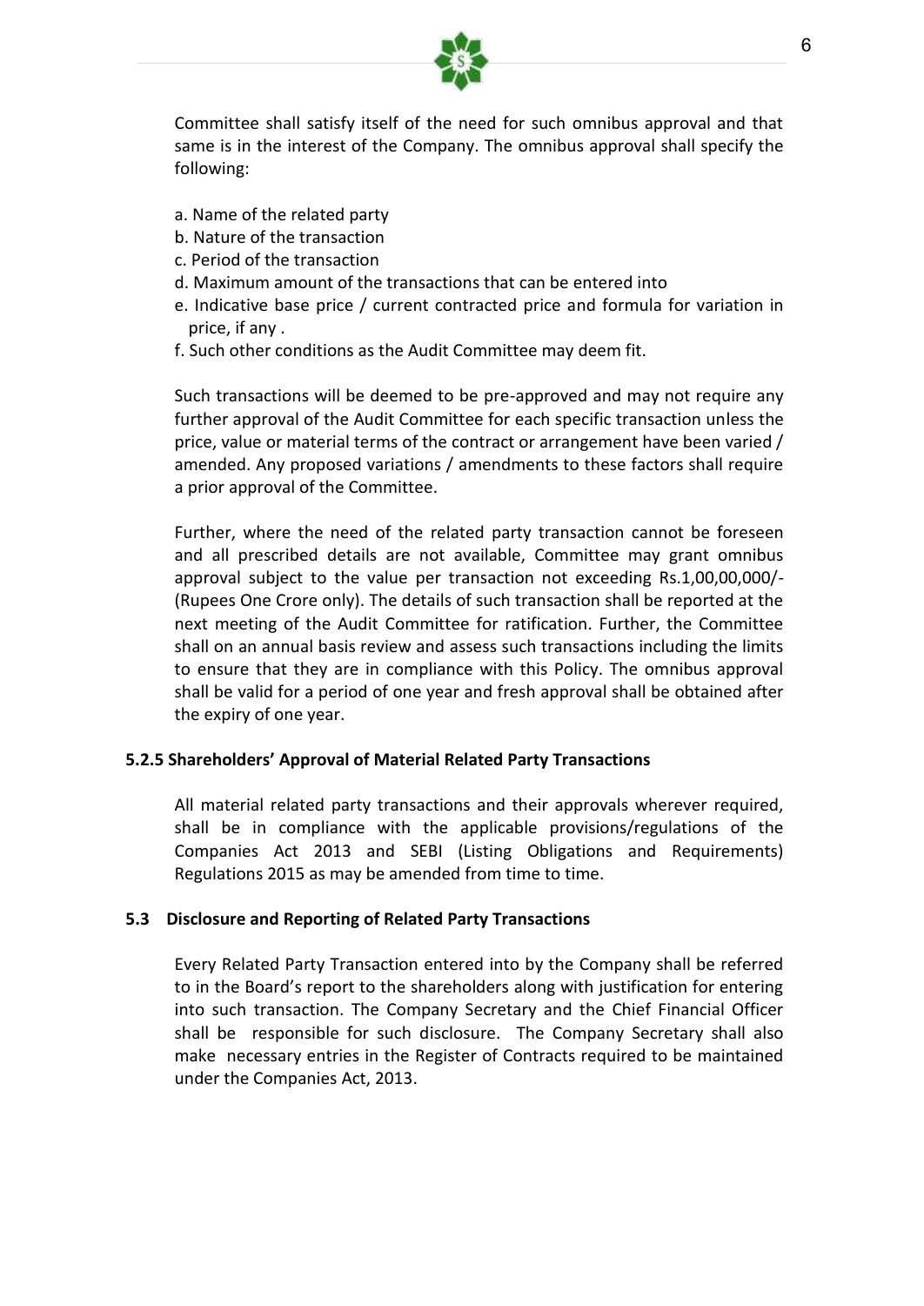Committee shall satisfy itself of the need for such omnibus approval and that same is in the interest of the Company. The omnibus approval shall specify the following:

a. Name of the related party
b. Nature of the transaction
c. Period of the transaction
d. Maximum amount of the transactions that can be entered into
e. Indicative base price / current contracted price and formula for variation in price, if any .
f. Such other conditions as the Audit Committee may deem fit.

Such transactions will be deemed to be pre-approved and may not require any further approval of the Audit Committee for each specific transaction unless the price, value or material terms of the contract or arrangement have been varied / amended. Any proposed variations / amendments to these factors shall require a prior approval of the Committee.

Further, where the need of the related party transaction cannot be foreseen and all prescribed details are not available, Committee may grant omnibus approval subject to the value per transaction not exceeding Rs.1,00,00,000/- (Rupees One Crore only). The details of such transaction shall be reported at the next meeting of the Audit Committee for ratification. Further, the Committee shall on an annual basis review and assess such transactions including the limits to ensure that they are in compliance with this Policy. The omnibus approval shall be valid for a period of one year and fresh approval shall be obtained after the expiry of one year.

**5.2.5 Shareholders' Approval of Material Related Party Transactions**

All material related party transactions and their approvals wherever required, shall be in compliance with the applicable provisions/regulations of the Companies Act 2013 and SEBI (Listing Obligations and Requirements) Regulations 2015 as may be amended from time to time.

**5.3 Disclosure and Reporting of Related Party Transactions**

Every Related Party Transaction entered into by the Company shall be referred to in the Board's report to the shareholders along with justification for entering into such transaction. The Company Secretary and the Chief Financial Officer shall be responsible for such disclosure. The Company Secretary shall also make necessary entries in the Register of Contracts required to be maintained under the Companies Act, 2013.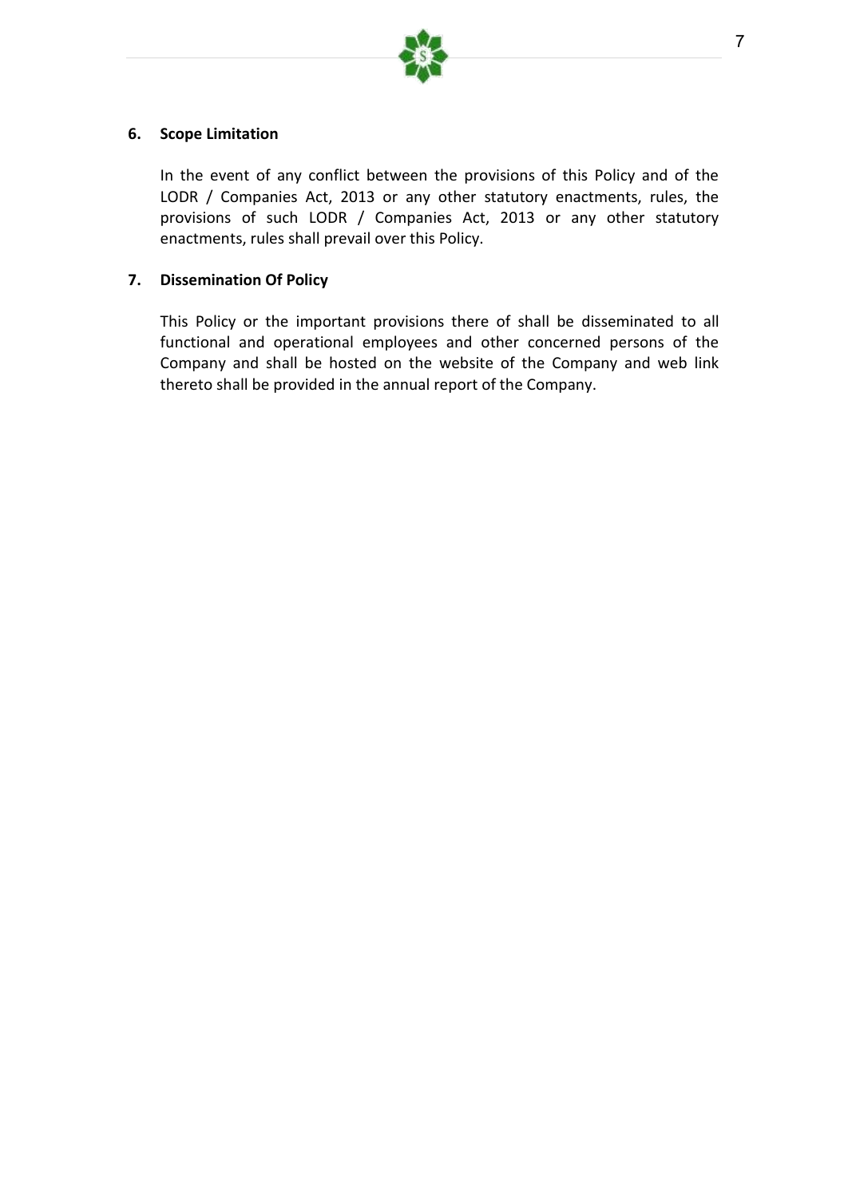## 6. Scope Limitation

In the event of any conflict between the provisions of this Policy and of the LODR / Companies Act, 2013 or any other statutory enactments, rules, the provisions of such LODR / Companies Act, 2013 or any other statutory enactments, rules shall prevail over this Policy.

## 7. Dissemination Of Policy

This Policy or the important provisions there of shall be disseminated to all functional and operational employees and other concerned persons of the Company and shall be hosted on the website of the Company and web link thereto shall be provided in the annual report of the Company.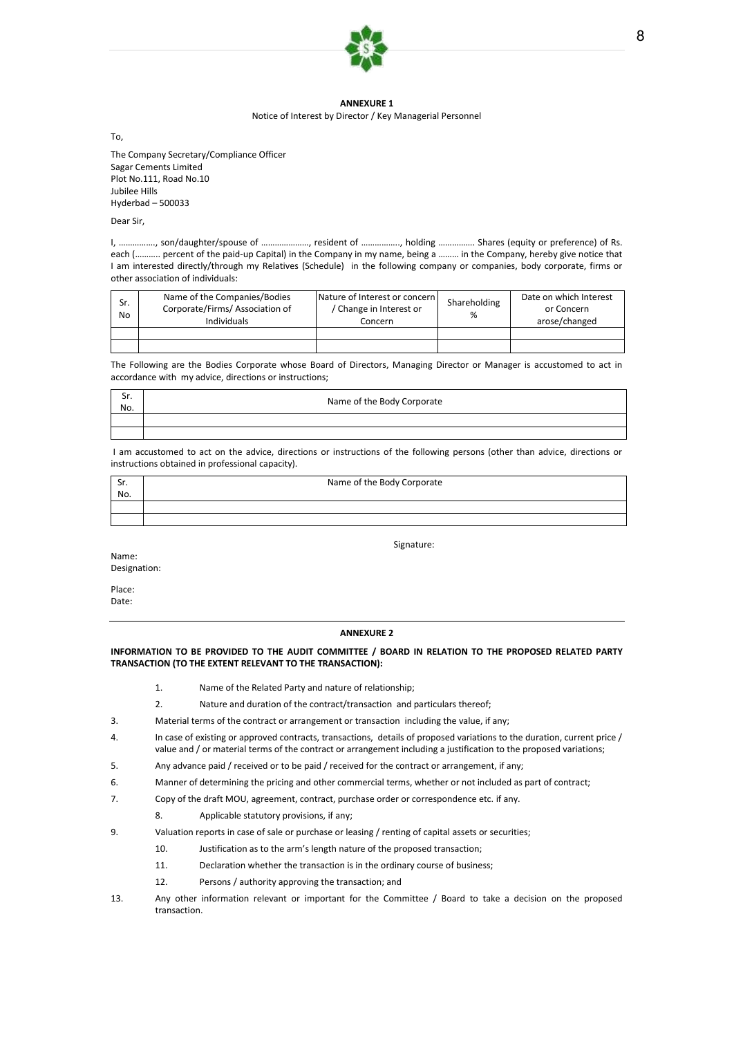## ANNEXURE 1

Notice of Interest by Director / Key Managerial Personnel

To,

The Company Secretary/Compliance Officer
Sagar Cements Limited
Plot No.111, Road No.10
Jubilee Hills
Hyderbad – 500033

Dear Sir,

I, ……………., son/daughter/spouse of …………………, resident of ……………., holding ……………. Shares (equity or preference) of Rs. each (……….. percent of the paid-up Capital) in the Company in my name, being a ……… in the Company, hereby give notice that I am interested directly/through my Relatives (Schedule) in the following company or companies, body corporate, firms or other association of individuals:

| Sr. No | Name of the Companies/Bodies Corporate/Firms/ Association of Individuals | Nature of Interest or concern / Change in Interest or Concern | Shareholding % | Date on which Interest or Concern arose/changed |
|---|---|---|---|---|
| | | | | |
| | | | | |

The Following are the Bodies Corporate whose Board of Directors, Managing Director or Manager is accustomed to act in accordance with my advice, directions or instructions;

| Sr. No. | Name of the Body Corporate |
|---|---|
| | |
| | |

I am accustomed to act on the advice, directions or instructions of the following persons (other than advice, directions or instructions obtained in professional capacity).

| Sr. No. | Name of the Body Corporate |
|---|---|
| | |
| | |

Signature:

Name:
Designation:

Place:
Date:

## ANNEXURE 2

**INFORMATION TO BE PROVIDED TO THE AUDIT COMMITTEE / BOARD IN RELATION TO THE PROPOSED RELATED PARTY TRANSACTION (TO THE EXTENT RELEVANT TO THE TRANSACTION):**

1. Name of the Related Party and nature of relationship;
2. Nature and duration of the contract/transaction and particulars thereof;
3. Material terms of the contract or arrangement or transaction including the value, if any;
4. In case of existing or approved contracts, transactions, details of proposed variations to the duration, current price / value and / or material terms of the contract or arrangement including a justification to the proposed variations;
5. Any advance paid / received or to be paid / received for the contract or arrangement, if any;
6. Manner of determining the pricing and other commercial terms, whether or not included as part of contract;
7. Copy of the draft MOU, agreement, contract, purchase order or correspondence etc. if any.
8. Applicable statutory provisions, if any;
9. Valuation reports in case of sale or purchase or leasing / renting of capital assets or securities;
10. Justification as to the arm's length nature of the proposed transaction;
11. Declaration whether the transaction is in the ordinary course of business;
12. Persons / authority approving the transaction; and
13. Any other information relevant or important for the Committee / Board to take a decision on the proposed transaction.